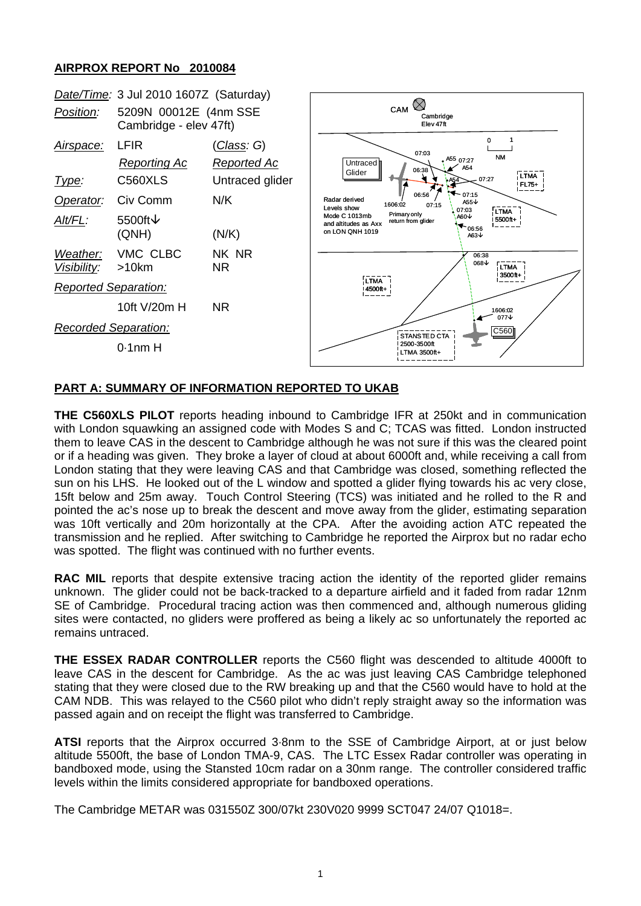## AIRPROX REPORT No 2010084

| | | |
|---|---|---|
| *Date/Time:* | 3 Jul 2010 1607Z (Saturday) | |
| *Position:* | 5209N 00012E (4nm SSE Cambridge - elev 47ft) | |
| *Airspace:* | LFIR | (*Class: G*) |
| | *Reporting Ac* | *Reported Ac* |
| *Type:* | C560XLS | Untraced glider |
| *Operator:* | Civ Comm | N/K |
| *Alt/FL:* | 5500ft↓ (QNH) | (N/K) |
| *Weather:* | VMC CLBC | NK NR |
| *Visibility:* | >10km | NR |
| *Reported Separation:* | | |
| | 10ft V/20m H | NR |
| *Recorded Separation:* | | |
| | 0·1nm H | |

## PART A: SUMMARY OF INFORMATION REPORTED TO UKAB

**THE C560XLS PILOT** reports heading inbound to Cambridge IFR at 250kt and in communication with London squawking an assigned code with Modes S and C; TCAS was fitted. London instructed them to leave CAS in the descent to Cambridge although he was not sure if this was the cleared point or if a heading was given. They broke a layer of cloud at about 6000ft and, while receiving a call from London stating that they were leaving CAS and that Cambridge was closed, something reflected the sun on his LHS. He looked out of the L window and spotted a glider flying towards his ac very close, 15ft below and 25m away. Touch Control Steering (TCS) was initiated and he rolled to the R and pointed the ac's nose up to break the descent and move away from the glider, estimating separation was 10ft vertically and 20m horizontally at the CPA. After the avoiding action ATC repeated the transmission and he replied. After switching to Cambridge he reported the Airprox but no radar echo was spotted. The flight was continued with no further events.

**RAC MIL** reports that despite extensive tracing action the identity of the reported glider remains unknown. The glider could not be back-tracked to a departure airfield and it faded from radar 12nm SE of Cambridge. Procedural tracing action was then commenced and, although numerous gliding sites were contacted, no gliders were proffered as being a likely ac so unfortunately the reported ac remains untraced.

**THE ESSEX RADAR CONTROLLER** reports the C560 flight was descended to altitude 4000ft to leave CAS in the descent for Cambridge. As the ac was just leaving CAS Cambridge telephoned stating that they were closed due to the RW breaking up and that the C560 would have to hold at the CAM NDB. This was relayed to the C560 pilot who didn't reply straight away so the information was passed again and on receipt the flight was transferred to Cambridge.

**ATSI** reports that the Airprox occurred 3·8nm to the SSE of Cambridge Airport, at or just below altitude 5500ft, the base of London TMA-9, CAS. The LTC Essex Radar controller was operating in bandboxed mode, using the Stansted 10cm radar on a 30nm range. The controller considered traffic levels within the limits considered appropriate for bandboxed operations.

The Cambridge METAR was 031550Z 300/07kt 230V020 9999 SCT047 24/07 Q1018=.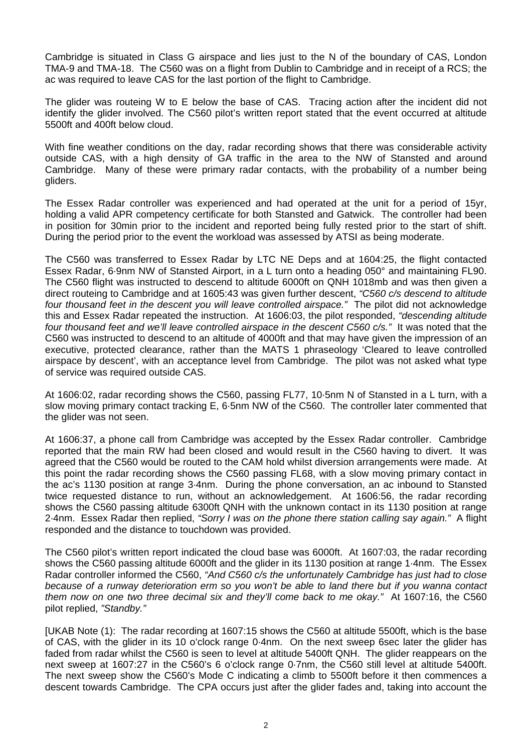Cambridge is situated in Class G airspace and lies just to the N of the boundary of CAS, London TMA-9 and TMA-18. The C560 was on a flight from Dublin to Cambridge and in receipt of a RCS; the ac was required to leave CAS for the last portion of the flight to Cambridge.

The glider was routeing W to E below the base of CAS. Tracing action after the incident did not identify the glider involved. The C560 pilot's written report stated that the event occurred at altitude 5500ft and 400ft below cloud.

With fine weather conditions on the day, radar recording shows that there was considerable activity outside CAS, with a high density of GA traffic in the area to the NW of Stansted and around Cambridge. Many of these were primary radar contacts, with the probability of a number being gliders.

The Essex Radar controller was experienced and had operated at the unit for a period of 15yr, holding a valid APR competency certificate for both Stansted and Gatwick. The controller had been in position for 30min prior to the incident and reported being fully rested prior to the start of shift. During the period prior to the event the workload was assessed by ATSI as being moderate.

The C560 was transferred to Essex Radar by LTC NE Deps and at 1604:25, the flight contacted Essex Radar, 6·9nm NW of Stansted Airport, in a L turn onto a heading 050° and maintaining FL90. The C560 flight was instructed to descend to altitude 6000ft on QNH 1018mb and was then given a direct routeing to Cambridge and at 1605:43 was given further descent, *"C560 c/s descend to altitude four thousand feet in the descent you will leave controlled airspace."* The pilot did not acknowledge this and Essex Radar repeated the instruction. At 1606:03, the pilot responded, *"descending altitude four thousand feet and we'll leave controlled airspace in the descent C560 c/s."* It was noted that the C560 was instructed to descend to an altitude of 4000ft and that may have given the impression of an executive, protected clearance, rather than the MATS 1 phraseology 'Cleared to leave controlled airspace by descent', with an acceptance level from Cambridge. The pilot was not asked what type of service was required outside CAS.

At 1606:02, radar recording shows the C560, passing FL77, 10·5nm N of Stansted in a L turn, with a slow moving primary contact tracking E, 6·5nm NW of the C560. The controller later commented that the glider was not seen.

At 1606:37, a phone call from Cambridge was accepted by the Essex Radar controller. Cambridge reported that the main RW had been closed and would result in the C560 having to divert. It was agreed that the C560 would be routed to the CAM hold whilst diversion arrangements were made. At this point the radar recording shows the C560 passing FL68, with a slow moving primary contact in the ac's 1130 position at range 3·4nm. During the phone conversation, an ac inbound to Stansted twice requested distance to run, without an acknowledgement. At 1606:56, the radar recording shows the C560 passing altitude 6300ft QNH with the unknown contact in its 1130 position at range 2·4nm. Essex Radar then replied, *"Sorry I was on the phone there station calling say again."* A flight responded and the distance to touchdown was provided.

The C560 pilot's written report indicated the cloud base was 6000ft. At 1607:03, the radar recording shows the C560 passing altitude 6000ft and the glider in its 1130 position at range 1·4nm. The Essex Radar controller informed the C560, *"And C560 c/s the unfortunately Cambridge has just had to close because of a runway deterioration erm so you won't be able to land there but if you wanna contact them now on one two three decimal six and they'll come back to me okay."* At 1607:16, the C560 pilot replied, *"Standby."*

[UKAB Note (1): The radar recording at 1607:15 shows the C560 at altitude 5500ft, which is the base of CAS, with the glider in its 10 o'clock range 0·4nm. On the next sweep 6sec later the glider has faded from radar whilst the C560 is seen to level at altitude 5400ft QNH. The glider reappears on the next sweep at 1607:27 in the C560's 6 o'clock range 0·7nm, the C560 still level at altitude 5400ft. The next sweep show the C560's Mode C indicating a climb to 5500ft before it then commences a descent towards Cambridge. The CPA occurs just after the glider fades and, taking into account the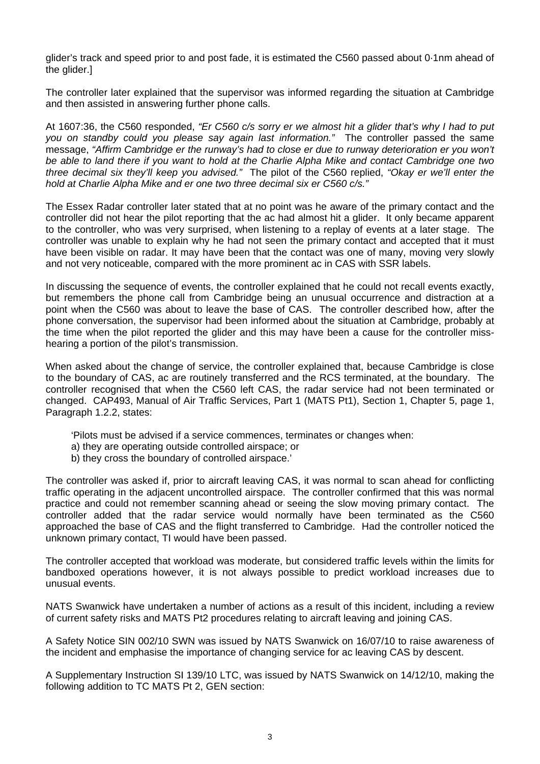glider's track and speed prior to and post fade, it is estimated the C560 passed about 0·1nm ahead of the glider.]

The controller later explained that the supervisor was informed regarding the situation at Cambridge and then assisted in answering further phone calls.

At 1607:36, the C560 responded, *"Er C560 c/s sorry er we almost hit a glider that's why I had to put you on standby could you please say again last information."* The controller passed the same message, *"Affirm Cambridge er the runway's had to close er due to runway deterioration er you won't be able to land there if you want to hold at the Charlie Alpha Mike and contact Cambridge one two three decimal six they'll keep you advised."* The pilot of the C560 replied, *"Okay er we'll enter the hold at Charlie Alpha Mike and er one two three decimal six er C560 c/s."*

The Essex Radar controller later stated that at no point was he aware of the primary contact and the controller did not hear the pilot reporting that the ac had almost hit a glider. It only became apparent to the controller, who was very surprised, when listening to a replay of events at a later stage. The controller was unable to explain why he had not seen the primary contact and accepted that it must have been visible on radar. It may have been that the contact was one of many, moving very slowly and not very noticeable, compared with the more prominent ac in CAS with SSR labels.

In discussing the sequence of events, the controller explained that he could not recall events exactly, but remembers the phone call from Cambridge being an unusual occurrence and distraction at a point when the C560 was about to leave the base of CAS. The controller described how, after the phone conversation, the supervisor had been informed about the situation at Cambridge, probably at the time when the pilot reported the glider and this may have been a cause for the controller miss-hearing a portion of the pilot's transmission.

When asked about the change of service, the controller explained that, because Cambridge is close to the boundary of CAS, ac are routinely transferred and the RCS terminated, at the boundary. The controller recognised that when the C560 left CAS, the radar service had not been terminated or changed. CAP493, Manual of Air Traffic Services, Part 1 (MATS Pt1), Section 1, Chapter 5, page 1, Paragraph 1.2.2, states:

'Pilots must be advised if a service commences, terminates or changes when:
a) they are operating outside controlled airspace; or
b) they cross the boundary of controlled airspace.'

The controller was asked if, prior to aircraft leaving CAS, it was normal to scan ahead for conflicting traffic operating in the adjacent uncontrolled airspace. The controller confirmed that this was normal practice and could not remember scanning ahead or seeing the slow moving primary contact. The controller added that the radar service would normally have been terminated as the C560 approached the base of CAS and the flight transferred to Cambridge. Had the controller noticed the unknown primary contact, TI would have been passed.

The controller accepted that workload was moderate, but considered traffic levels within the limits for bandboxed operations however, it is not always possible to predict workload increases due to unusual events.

NATS Swanwick have undertaken a number of actions as a result of this incident, including a review of current safety risks and MATS Pt2 procedures relating to aircraft leaving and joining CAS.

A Safety Notice SIN 002/10 SWN was issued by NATS Swanwick on 16/07/10 to raise awareness of the incident and emphasise the importance of changing service for ac leaving CAS by descent.

A Supplementary Instruction SI 139/10 LTC, was issued by NATS Swanwick on 14/12/10, making the following addition to TC MATS Pt 2, GEN section: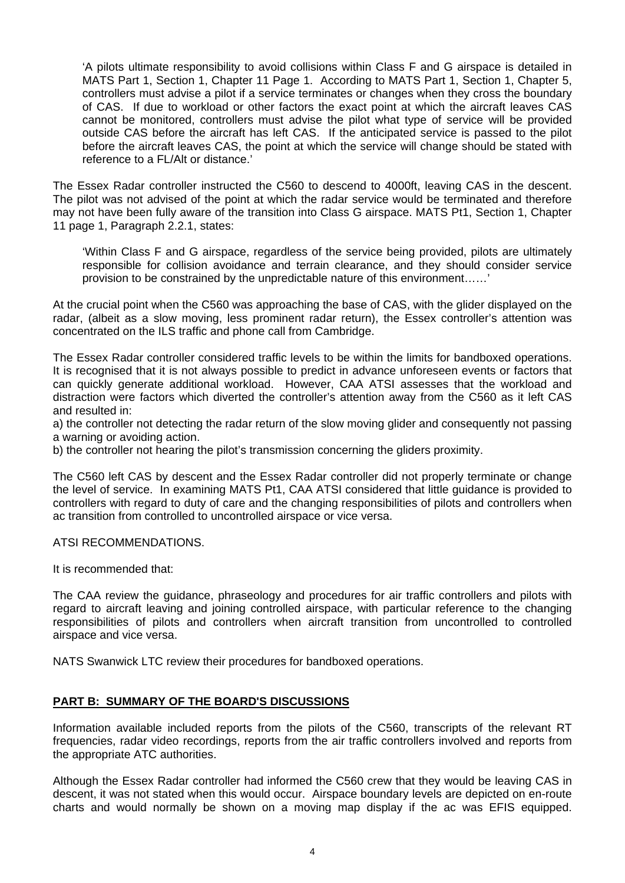> 'A pilots ultimate responsibility to avoid collisions within Class F and G airspace is detailed in MATS Part 1, Section 1, Chapter 11 Page 1. According to MATS Part 1, Section 1, Chapter 5, controllers must advise a pilot if a service terminates or changes when they cross the boundary of CAS. If due to workload or other factors the exact point at which the aircraft leaves CAS cannot be monitored, controllers must advise the pilot what type of service will be provided outside CAS before the aircraft has left CAS. If the anticipated service is passed to the pilot before the aircraft leaves CAS, the point at which the service will change should be stated with reference to a FL/Alt or distance.'

The Essex Radar controller instructed the C560 to descend to 4000ft, leaving CAS in the descent. The pilot was not advised of the point at which the radar service would be terminated and therefore may not have been fully aware of the transition into Class G airspace. MATS Pt1, Section 1, Chapter 11 page 1, Paragraph 2.2.1, states:

> 'Within Class F and G airspace, regardless of the service being provided, pilots are ultimately responsible for collision avoidance and terrain clearance, and they should consider service provision to be constrained by the unpredictable nature of this environment……'

At the crucial point when the C560 was approaching the base of CAS, with the glider displayed on the radar, (albeit as a slow moving, less prominent radar return), the Essex controller's attention was concentrated on the ILS traffic and phone call from Cambridge.

The Essex Radar controller considered traffic levels to be within the limits for bandboxed operations. It is recognised that it is not always possible to predict in advance unforeseen events or factors that can quickly generate additional workload. However, CAA ATSI assesses that the workload and distraction were factors which diverted the controller's attention away from the C560 as it left CAS and resulted in:

a) the controller not detecting the radar return of the slow moving glider and consequently not passing a warning or avoiding action.

b) the controller not hearing the pilot's transmission concerning the gliders proximity.

The C560 left CAS by descent and the Essex Radar controller did not properly terminate or change the level of service. In examining MATS Pt1, CAA ATSI considered that little guidance is provided to controllers with regard to duty of care and the changing responsibilities of pilots and controllers when ac transition from controlled to uncontrolled airspace or vice versa.

ATSI RECOMMENDATIONS.

It is recommended that:

The CAA review the guidance, phraseology and procedures for air traffic controllers and pilots with regard to aircraft leaving and joining controlled airspace, with particular reference to the changing responsibilities of pilots and controllers when aircraft transition from uncontrolled to controlled airspace and vice versa.

NATS Swanwick LTC review their procedures for bandboxed operations.

## PART B: SUMMARY OF THE BOARD'S DISCUSSIONS

Information available included reports from the pilots of the C560, transcripts of the relevant RT frequencies, radar video recordings, reports from the air traffic controllers involved and reports from the appropriate ATC authorities.

Although the Essex Radar controller had informed the C560 crew that they would be leaving CAS in descent, it was not stated when this would occur. Airspace boundary levels are depicted on en-route charts and would normally be shown on a moving map display if the ac was EFIS equipped.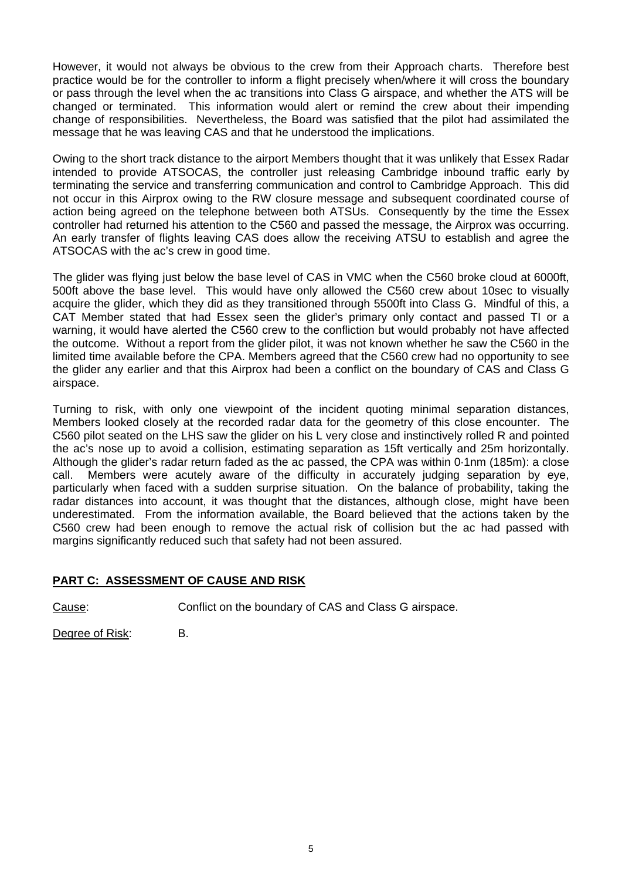However, it would not always be obvious to the crew from their Approach charts. Therefore best practice would be for the controller to inform a flight precisely when/where it will cross the boundary or pass through the level when the ac transitions into Class G airspace, and whether the ATS will be changed or terminated. This information would alert or remind the crew about their impending change of responsibilities. Nevertheless, the Board was satisfied that the pilot had assimilated the message that he was leaving CAS and that he understood the implications.

Owing to the short track distance to the airport Members thought that it was unlikely that Essex Radar intended to provide ATSOCAS, the controller just releasing Cambridge inbound traffic early by terminating the service and transferring communication and control to Cambridge Approach. This did not occur in this Airprox owing to the RW closure message and subsequent coordinated course of action being agreed on the telephone between both ATSUs. Consequently by the time the Essex controller had returned his attention to the C560 and passed the message, the Airprox was occurring. An early transfer of flights leaving CAS does allow the receiving ATSU to establish and agree the ATSOCAS with the ac's crew in good time.

The glider was flying just below the base level of CAS in VMC when the C560 broke cloud at 6000ft, 500ft above the base level. This would have only allowed the C560 crew about 10sec to visually acquire the glider, which they did as they transitioned through 5500ft into Class G. Mindful of this, a CAT Member stated that had Essex seen the glider's primary only contact and passed TI or a warning, it would have alerted the C560 crew to the confliction but would probably not have affected the outcome. Without a report from the glider pilot, it was not known whether he saw the C560 in the limited time available before the CPA. Members agreed that the C560 crew had no opportunity to see the glider any earlier and that this Airprox had been a conflict on the boundary of CAS and Class G airspace.

Turning to risk, with only one viewpoint of the incident quoting minimal separation distances, Members looked closely at the recorded radar data for the geometry of this close encounter. The C560 pilot seated on the LHS saw the glider on his L very close and instinctively rolled R and pointed the ac's nose up to avoid a collision, estimating separation as 15ft vertically and 25m horizontally. Although the glider's radar return faded as the ac passed, the CPA was within 0·1nm (185m): a close call. Members were acutely aware of the difficulty in accurately judging separation by eye, particularly when faced with a sudden surprise situation. On the balance of probability, taking the radar distances into account, it was thought that the distances, although close, might have been underestimated. From the information available, the Board believed that the actions taken by the C560 crew had been enough to remove the actual risk of collision but the ac had passed with margins significantly reduced such that safety had not been assured.

## PART C: ASSESSMENT OF CAUSE AND RISK

Cause: Conflict on the boundary of CAS and Class G airspace.

Degree of Risk: B.